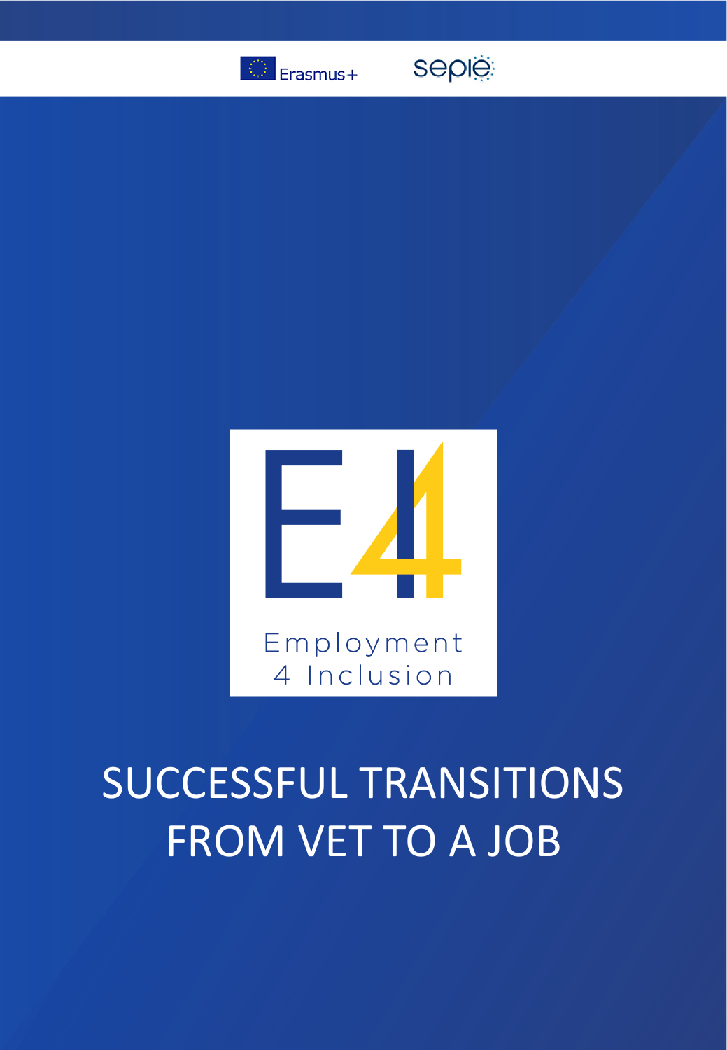Erasmus+

sepie

Employment 4 Inclusion

# SUCCESSFUL TRANSITIONS FROM VET TO A JOB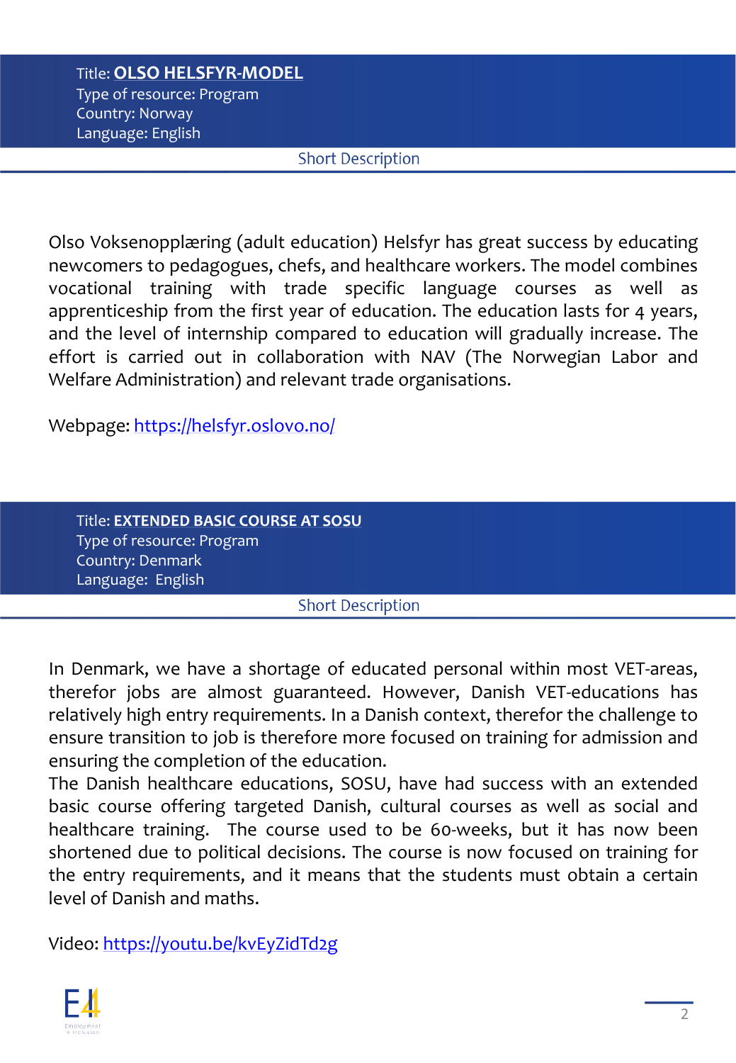Title: **OLSO HELSFYR-MODEL**
Type of resource: Program
Country: Norway
Language: English

### Short Description

Olso Voksenopplæring (adult education) Helsfyr has great success by educating newcomers to pedagogues, chefs, and healthcare workers. The model combines vocational training with trade specific language courses as well as apprenticeship from the first year of education. The education lasts for 4 years, and the level of internship compared to education will gradually increase. The effort is carried out in collaboration with NAV (The Norwegian Labor and Welfare Administration) and relevant trade organisations.

Webpage: https://helsfyr.oslovo.no/

Title: **EXTENDED BASIC COURSE AT SOSU**
Type of resource: Program
Country: Denmark
Language: English

### Short Description

In Denmark, we have a shortage of educated personal within most VET-areas, therefor jobs are almost guaranteed. However, Danish VET-educations has relatively high entry requirements. In a Danish context, therefor the challenge to ensure transition to job is therefore more focused on training for admission and ensuring the completion of the education.
The Danish healthcare educations, SOSU, have had success with an extended basic course offering targeted Danish, cultural courses as well as social and healthcare training. The course used to be 60-weeks, but it has now been shortened due to political decisions. The course is now focused on training for the entry requirements, and it means that the students must obtain a certain level of Danish and maths.

Video: https://youtu.be/kvEyZidTd2g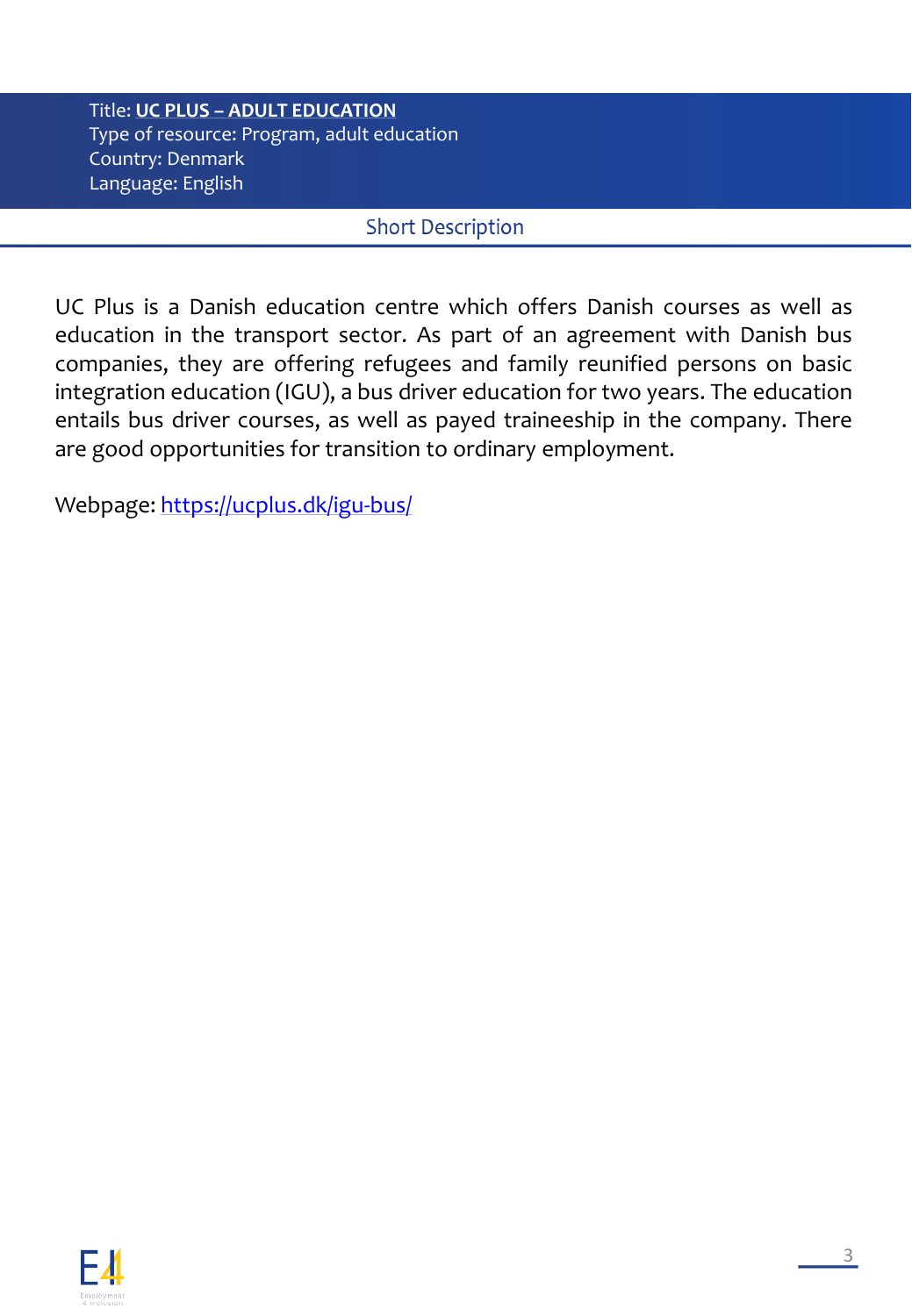Title: **UC PLUS – ADULT EDUCATION**
Type of resource: Program, adult education
Country: Denmark
Language: English

## Short Description

UC Plus is a Danish education centre which offers Danish courses as well as education in the transport sector. As part of an agreement with Danish bus companies, they are offering refugees and family reunified persons on basic integration education (IGU), a bus driver education for two years. The education entails bus driver courses, as well as payed traineeship in the company. There are good opportunities for transition to ordinary employment.

Webpage: https://ucplus.dk/igu-bus/